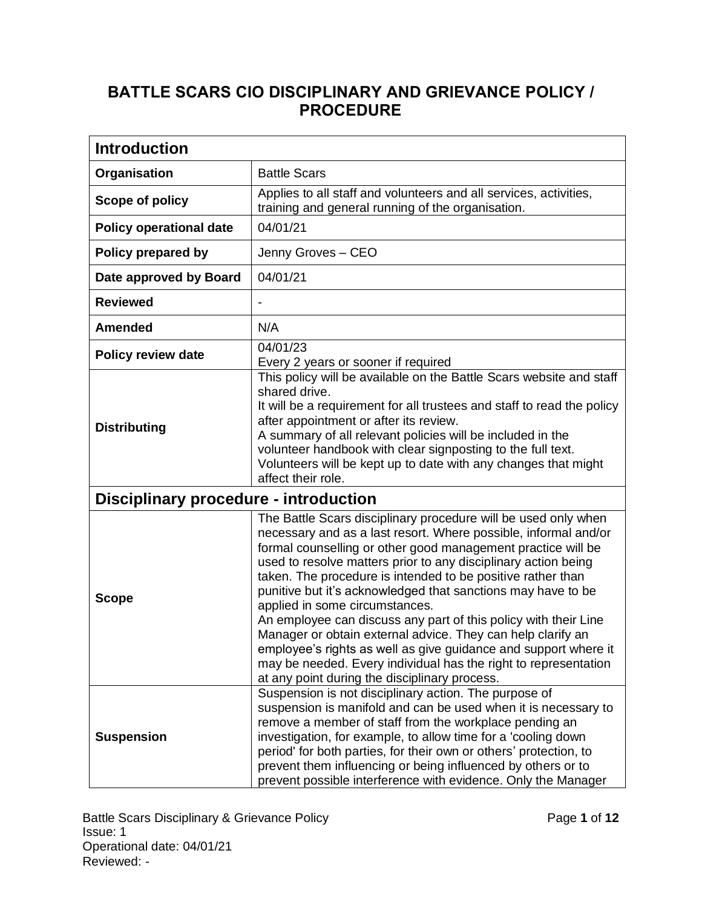# BATTLE SCARS CIO DISCIPLINARY AND GRIEVANCE POLICY / PROCEDURE

| **Introduction** | |
|---|---|
| **Organisation** | Battle Scars |
| **Scope of policy** | Applies to all staff and volunteers and all services, activities, training and general running of the organisation. |
| **Policy operational date** | 04/01/21 |
| **Policy prepared by** | Jenny Groves – CEO |
| **Date approved by Board** | 04/01/21 |
| **Reviewed** | - |
| **Amended** | N/A |
| **Policy review date** | 04/01/23<br>Every 2 years or sooner if required |
| **Distributing** | This policy will be available on the Battle Scars website and staff shared drive.<br>It will be a requirement for all trustees and staff to read the policy after appointment or after its review.<br>A summary of all relevant policies will be included in the volunteer handbook with clear signposting to the full text.<br>Volunteers will be kept up to date with any changes that might affect their role. |
| **Disciplinary procedure - introduction** | |
| **Scope** | The Battle Scars disciplinary procedure will be used only when necessary and as a last resort. Where possible, informal and/or formal counselling or other good management practice will be used to resolve matters prior to any disciplinary action being taken. The procedure is intended to be positive rather than punitive but it's acknowledged that sanctions may have to be applied in some circumstances.<br>An employee can discuss any part of this policy with their Line Manager or obtain external advice. They can help clarify an employee's rights as well as give guidance and support where it may be needed. Every individual has the right to representation at any point during the disciplinary process. |
| **Suspension** | Suspension is not disciplinary action. The purpose of suspension is manifold and can be used when it is necessary to remove a member of staff from the workplace pending an investigation, for example, to allow time for a 'cooling down period' for both parties, for their own or others' protection, to prevent them influencing or being influenced by others or to prevent possible interference with evidence. Only the Manager |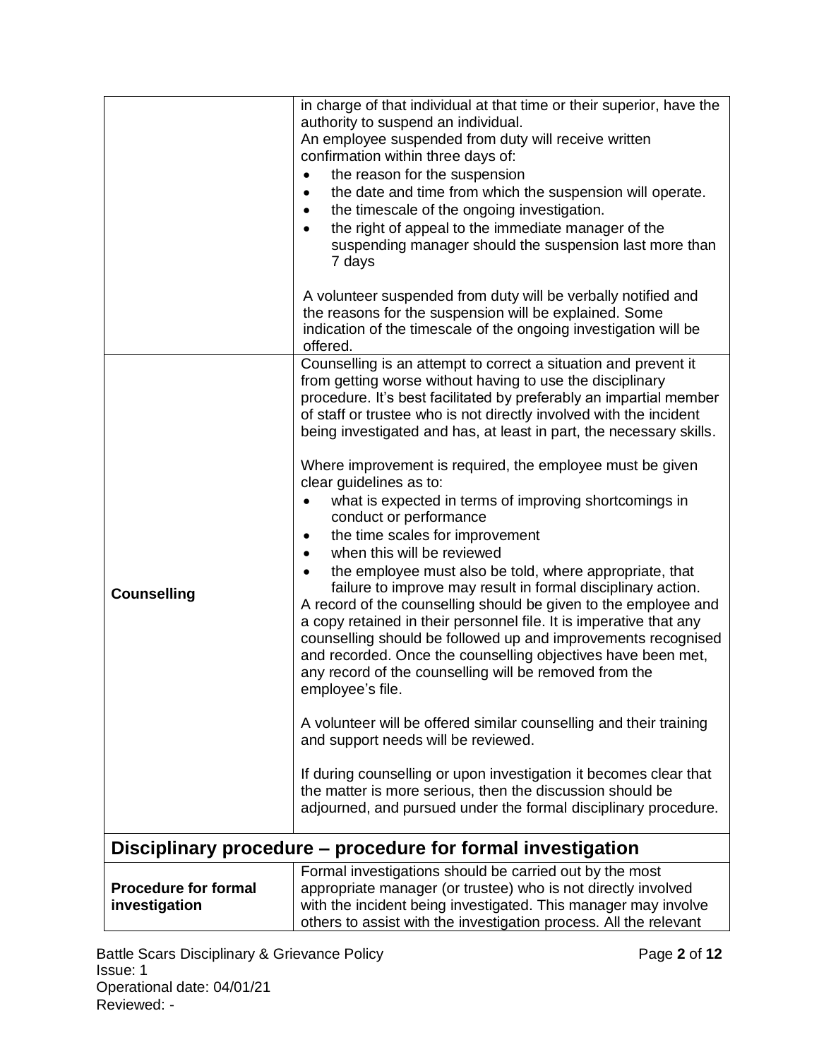| | |
|---|---|
| | in charge of that individual at that time or their superior, have the authority to suspend an individual.<br>An employee suspended from duty will receive written confirmation within three days of:<br>• the reason for the suspension<br>• the date and time from which the suspension will operate.<br>• the timescale of the ongoing investigation.<br>• the right of appeal to the immediate manager of the suspending manager should the suspension last more than 7 days<br><br>A volunteer suspended from duty will be verbally notified and the reasons for the suspension will be explained. Some indication of the timescale of the ongoing investigation will be offered. |
| **Counselling** | Counselling is an attempt to correct a situation and prevent it from getting worse without having to use the disciplinary procedure. It's best facilitated by preferably an impartial member of staff or trustee who is not directly involved with the incident being investigated and has, at least in part, the necessary skills.<br><br>Where improvement is required, the employee must be given clear guidelines as to:<br>• what is expected in terms of improving shortcomings in conduct or performance<br>• the time scales for improvement<br>• when this will be reviewed<br>• the employee must also be told, where appropriate, that failure to improve may result in formal disciplinary action.<br>A record of the counselling should be given to the employee and a copy retained in their personnel file. It is imperative that any counselling should be followed up and improvements recognised and recorded. Once the counselling objectives have been met, any record of the counselling will be removed from the employee's file.<br><br>A volunteer will be offered similar counselling and their training and support needs will be reviewed.<br><br>If during counselling or upon investigation it becomes clear that the matter is more serious, then the discussion should be adjourned, and pursued under the formal disciplinary procedure. |

## Disciplinary procedure – procedure for formal investigation

| | |
|---|---|
| **Procedure for formal investigation** | Formal investigations should be carried out by the most appropriate manager (or trustee) who is not directly involved with the incident being investigated. This manager may involve others to assist with the investigation process. All the relevant |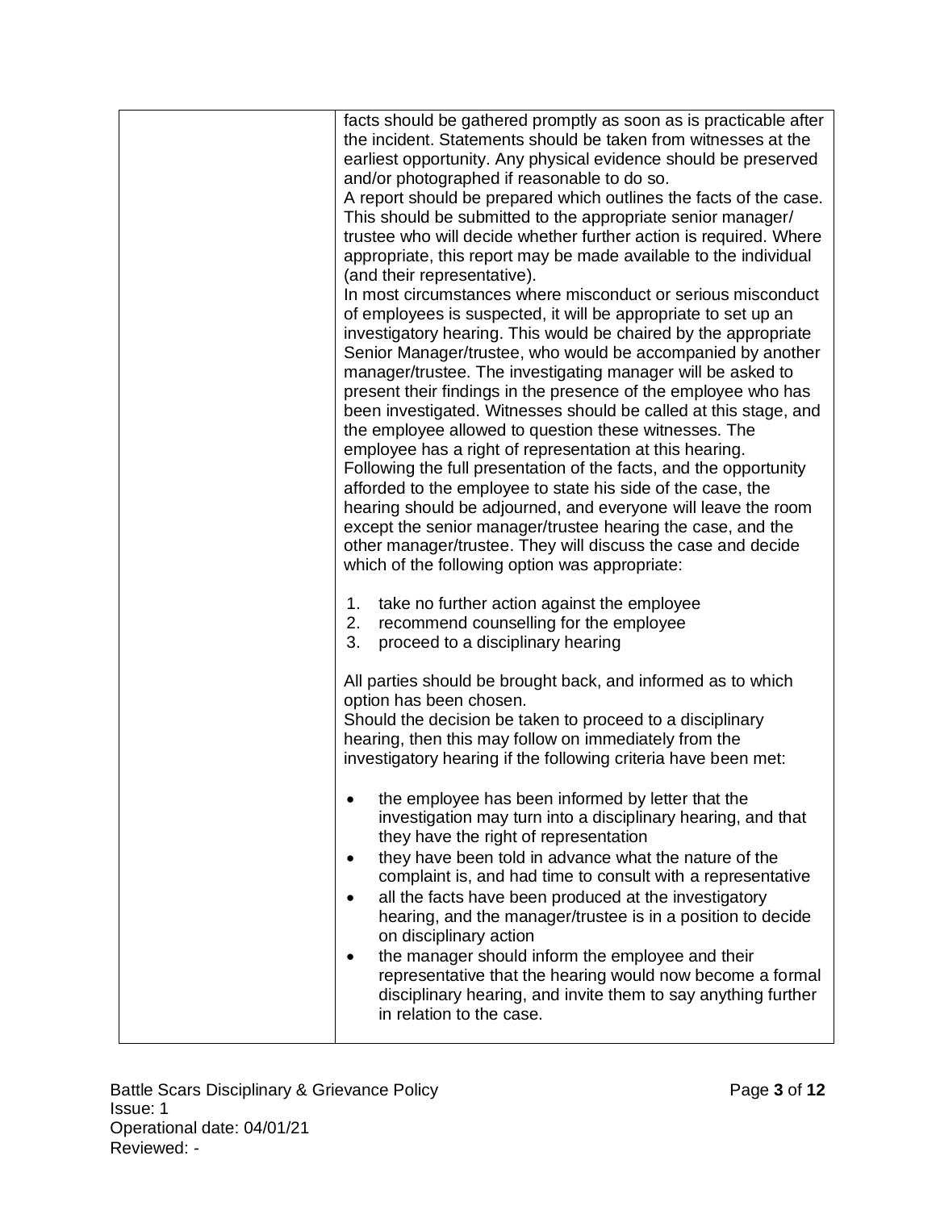| | facts should be gathered promptly as soon as is practicable after the incident. Statements should be taken from witnesses at the earliest opportunity. Any physical evidence should be preserved and/or photographed if reasonable to do so.<br>A report should be prepared which outlines the facts of the case. This should be submitted to the appropriate senior manager/ trustee who will decide whether further action is required. Where appropriate, this report may be made available to the individual (and their representative).<br>In most circumstances where misconduct or serious misconduct of employees is suspected, it will be appropriate to set up an investigatory hearing. This would be chaired by the appropriate Senior Manager/trustee, who would be accompanied by another manager/trustee. The investigating manager will be asked to present their findings in the presence of the employee who has been investigated. Witnesses should be called at this stage, and the employee allowed to question these witnesses. The employee has a right of representation at this hearing.<br>Following the full presentation of the facts, and the opportunity afforded to the employee to state his side of the case, the hearing should be adjourned, and everyone will leave the room except the senior manager/trustee hearing the case, and the other manager/trustee. They will discuss the case and decide which of the following option was appropriate:<br><br>1. take no further action against the employee<br>2. recommend counselling for the employee<br>3. proceed to a disciplinary hearing<br><br>All parties should be brought back, and informed as to which option has been chosen.<br>Should the decision be taken to proceed to a disciplinary hearing, then this may follow on immediately from the investigatory hearing if the following criteria have been met:<br><br>• the employee has been informed by letter that the investigation may turn into a disciplinary hearing, and that they have the right of representation<br>• they have been told in advance what the nature of the complaint is, and had time to consult with a representative<br>• all the facts have been produced at the investigatory hearing, and the manager/trustee is in a position to decide on disciplinary action<br>• the manager should inform the employee and their representative that the hearing would now become a formal disciplinary hearing, and invite them to say anything further in relation to the case. |
|---|---|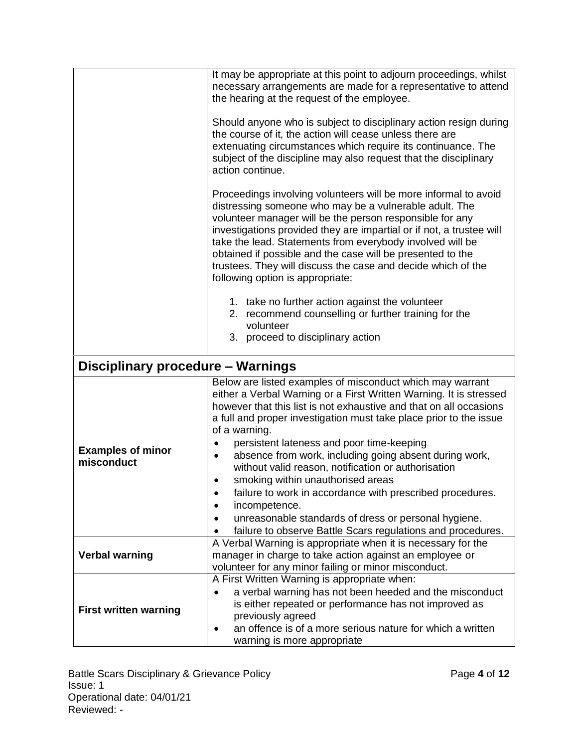| | |
|---|---|
| | It may be appropriate at this point to adjourn proceedings, whilst necessary arrangements are made for a representative to attend the hearing at the request of the employee.<br><br>Should anyone who is subject to disciplinary action resign during the course of it, the action will cease unless there are extenuating circumstances which require its continuance. The subject of the discipline may also request that the disciplinary action continue.<br><br>Proceedings involving volunteers will be more informal to avoid distressing someone who may be a vulnerable adult. The volunteer manager will be the person responsible for any investigations provided they are impartial or if not, a trustee will take the lead. Statements from everybody involved will be obtained if possible and the case will be presented to the trustees. They will discuss the case and decide which of the following option is appropriate:<br><br>1. take no further action against the volunteer<br>2. recommend counselling or further training for the volunteer<br>3. proceed to disciplinary action |

## Disciplinary procedure – Warnings

| | |
|---|---|
| **Examples of minor misconduct** | Below are listed examples of misconduct which may warrant either a Verbal Warning or a First Written Warning. It is stressed however that this list is not exhaustive and that on all occasions a full and proper investigation must take place prior to the issue of a warning.<br>• persistent lateness and poor time-keeping<br>• absence from work, including going absent during work, without valid reason, notification or authorisation<br>• smoking within unauthorised areas<br>• failure to work in accordance with prescribed procedures.<br>• incompetence.<br>• unreasonable standards of dress or personal hygiene.<br>• failure to observe Battle Scars regulations and procedures. |
| **Verbal warning** | A Verbal Warning is appropriate when it is necessary for the manager in charge to take action against an employee or volunteer for any minor failing or minor misconduct. |
| **First written warning** | A First Written Warning is appropriate when:<br>• a verbal warning has not been heeded and the misconduct is either repeated or performance has not improved as previously agreed<br>• an offence is of a more serious nature for which a written warning is more appropriate |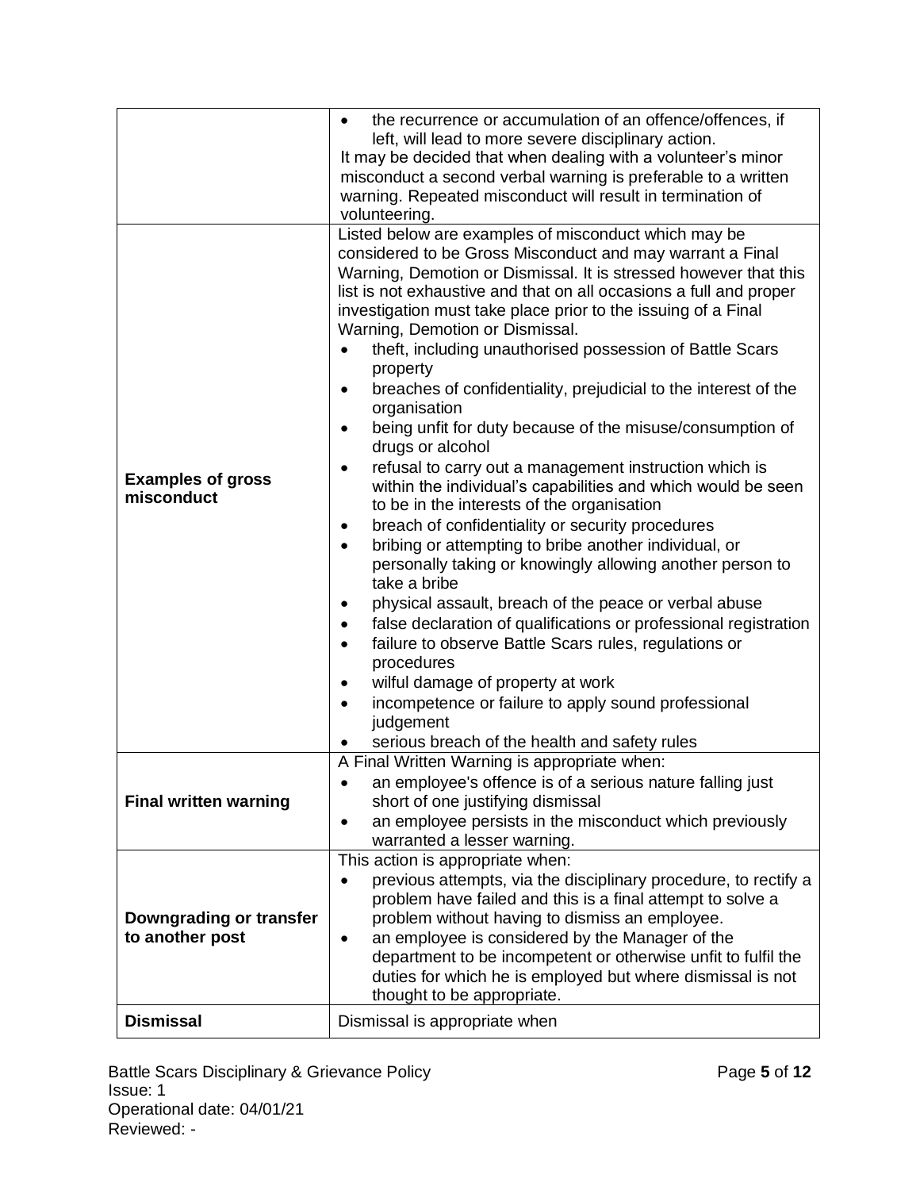| | |
|---|---|
| | • the recurrence or accumulation of an offence/offences, if left, will lead to more severe disciplinary action.<br>It may be decided that when dealing with a volunteer's minor misconduct a second verbal warning is preferable to a written warning. Repeated misconduct will result in termination of volunteering. |
| **Examples of gross misconduct** | Listed below are examples of misconduct which may be considered to be Gross Misconduct and may warrant a Final Warning, Demotion or Dismissal. It is stressed however that this list is not exhaustive and that on all occasions a full and proper investigation must take place prior to the issuing of a Final Warning, Demotion or Dismissal.<br>• theft, including unauthorised possession of Battle Scars property<br>• breaches of confidentiality, prejudicial to the interest of the organisation<br>• being unfit for duty because of the misuse/consumption of drugs or alcohol<br>• refusal to carry out a management instruction which is within the individual's capabilities and which would be seen to be in the interests of the organisation<br>• breach of confidentiality or security procedures<br>• bribing or attempting to bribe another individual, or personally taking or knowingly allowing another person to take a bribe<br>• physical assault, breach of the peace or verbal abuse<br>• false declaration of qualifications or professional registration<br>• failure to observe Battle Scars rules, regulations or procedures<br>• wilful damage of property at work<br>• incompetence or failure to apply sound professional judgement<br>• serious breach of the health and safety rules |
| **Final written warning** | A Final Written Warning is appropriate when:<br>• an employee's offence is of a serious nature falling just short of one justifying dismissal<br>• an employee persists in the misconduct which previously warranted a lesser warning. |
| **Downgrading or transfer to another post** | This action is appropriate when:<br>• previous attempts, via the disciplinary procedure, to rectify a problem have failed and this is a final attempt to solve a problem without having to dismiss an employee.<br>• an employee is considered by the Manager of the department to be incompetent or otherwise unfit to fulfil the duties for which he is employed but where dismissal is not thought to be appropriate. |
| **Dismissal** | Dismissal is appropriate when |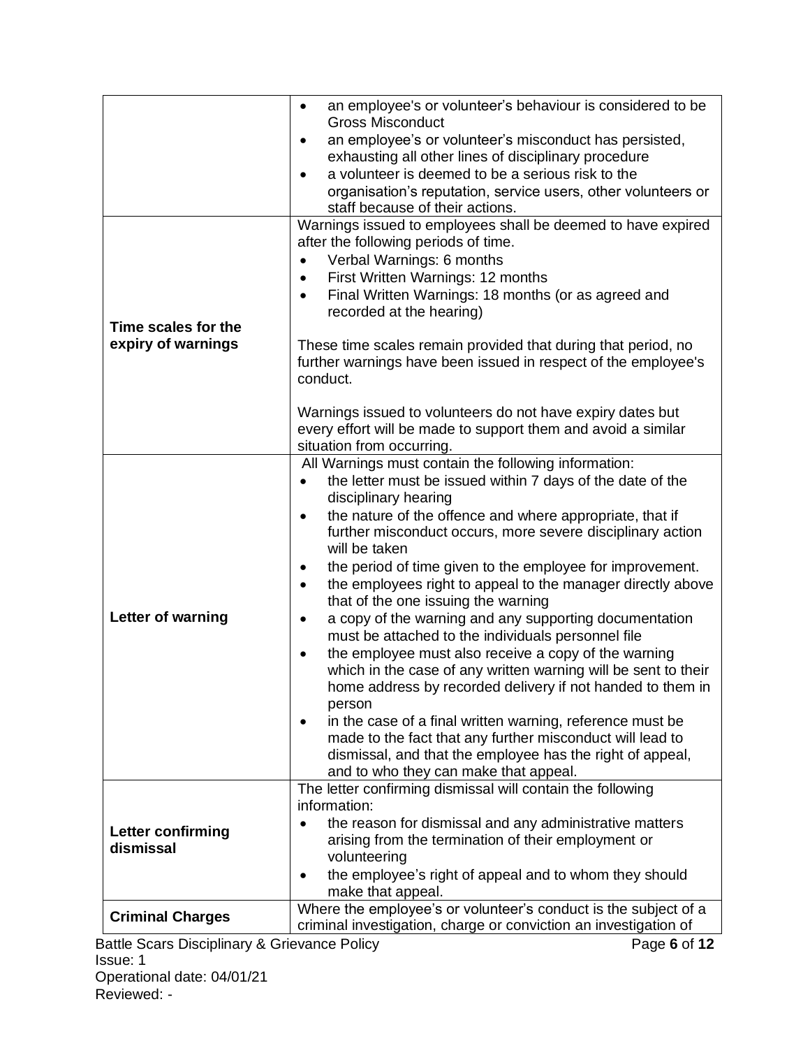| | |
|---|---|
| | • an employee's or volunteer's behaviour is considered to be Gross Misconduct<br>• an employee's or volunteer's misconduct has persisted, exhausting all other lines of disciplinary procedure<br>• a volunteer is deemed to be a serious risk to the organisation's reputation, service users, other volunteers or staff because of their actions. |
| **Time scales for the expiry of warnings** | Warnings issued to employees shall be deemed to have expired after the following periods of time.<br>• Verbal Warnings: 6 months<br>• First Written Warnings: 12 months<br>• Final Written Warnings: 18 months (or as agreed and recorded at the hearing)<br><br>These time scales remain provided that during that period, no further warnings have been issued in respect of the employee's conduct.<br><br>Warnings issued to volunteers do not have expiry dates but every effort will be made to support them and avoid a similar situation from occurring. |
| **Letter of warning** | All Warnings must contain the following information:<br>• the letter must be issued within 7 days of the date of the disciplinary hearing<br>• the nature of the offence and where appropriate, that if further misconduct occurs, more severe disciplinary action will be taken<br>• the period of time given to the employee for improvement.<br>• the employees right to appeal to the manager directly above that of the one issuing the warning<br>• a copy of the warning and any supporting documentation must be attached to the individuals personnel file<br>• the employee must also receive a copy of the warning which in the case of any written warning will be sent to their home address by recorded delivery if not handed to them in person<br>• in the case of a final written warning, reference must be made to the fact that any further misconduct will lead to dismissal, and that the employee has the right of appeal, and to who they can make that appeal. |
| **Letter confirming dismissal** | The letter confirming dismissal will contain the following information:<br>• the reason for dismissal and any administrative matters arising from the termination of their employment or volunteering<br>• the employee's right of appeal and to whom they should make that appeal. |
| **Criminal Charges** | Where the employee's or volunteer's conduct is the subject of a criminal investigation, charge or conviction an investigation of |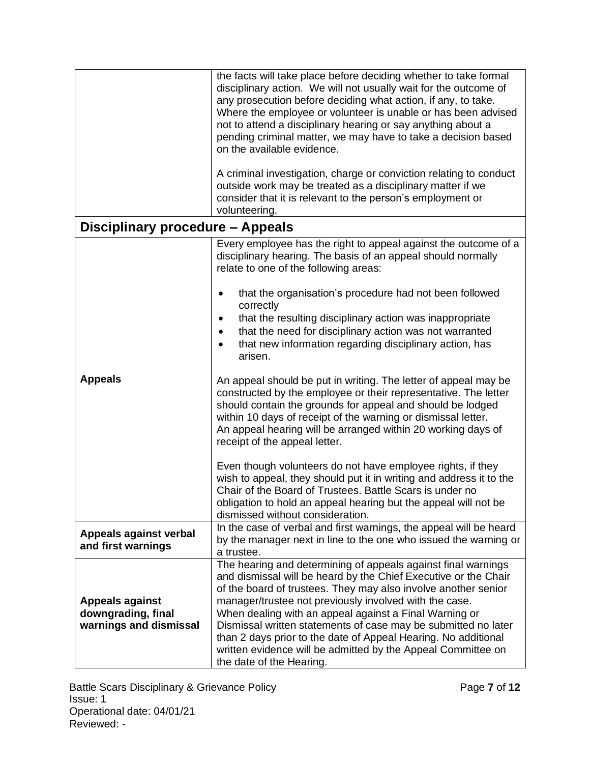|  |  |
|---|---|
|  | the facts will take place before deciding whether to take formal disciplinary action. We will not usually wait for the outcome of any prosecution before deciding what action, if any, to take. Where the employee or volunteer is unable or has been advised not to attend a disciplinary hearing or say anything about a pending criminal matter, we may have to take a decision based on the available evidence.<br><br>A criminal investigation, charge or conviction relating to conduct outside work may be treated as a disciplinary matter if we consider that it is relevant to the person's employment or volunteering. |

## Disciplinary procedure – Appeals

|  |  |
|---|---|
| **Appeals** | Every employee has the right to appeal against the outcome of a disciplinary hearing. The basis of an appeal should normally relate to one of the following areas:<br><br>• that the organisation's procedure had not been followed correctly<br>• that the resulting disciplinary action was inappropriate<br>• that the need for disciplinary action was not warranted<br>• that new information regarding disciplinary action, has arisen.<br><br>An appeal should be put in writing. The letter of appeal may be constructed by the employee or their representative. The letter should contain the grounds for appeal and should be lodged within 10 days of receipt of the warning or dismissal letter. An appeal hearing will be arranged within 20 working days of receipt of the appeal letter.<br><br>Even though volunteers do not have employee rights, if they wish to appeal, they should put it in writing and address it to the Chair of the Board of Trustees. Battle Scars is under no obligation to hold an appeal hearing but the appeal will not be dismissed without consideration. |
| **Appeals against verbal and first warnings** | In the case of verbal and first warnings, the appeal will be heard by the manager next in line to the one who issued the warning or a trustee. |
| **Appeals against downgrading, final warnings and dismissal** | The hearing and determining of appeals against final warnings and dismissal will be heard by the Chief Executive or the Chair of the board of trustees. They may also involve another senior manager/trustee not previously involved with the case.<br>When dealing with an appeal against a Final Warning or Dismissal written statements of case may be submitted no later than 2 days prior to the date of Appeal Hearing. No additional written evidence will be admitted by the Appeal Committee on the date of the Hearing. |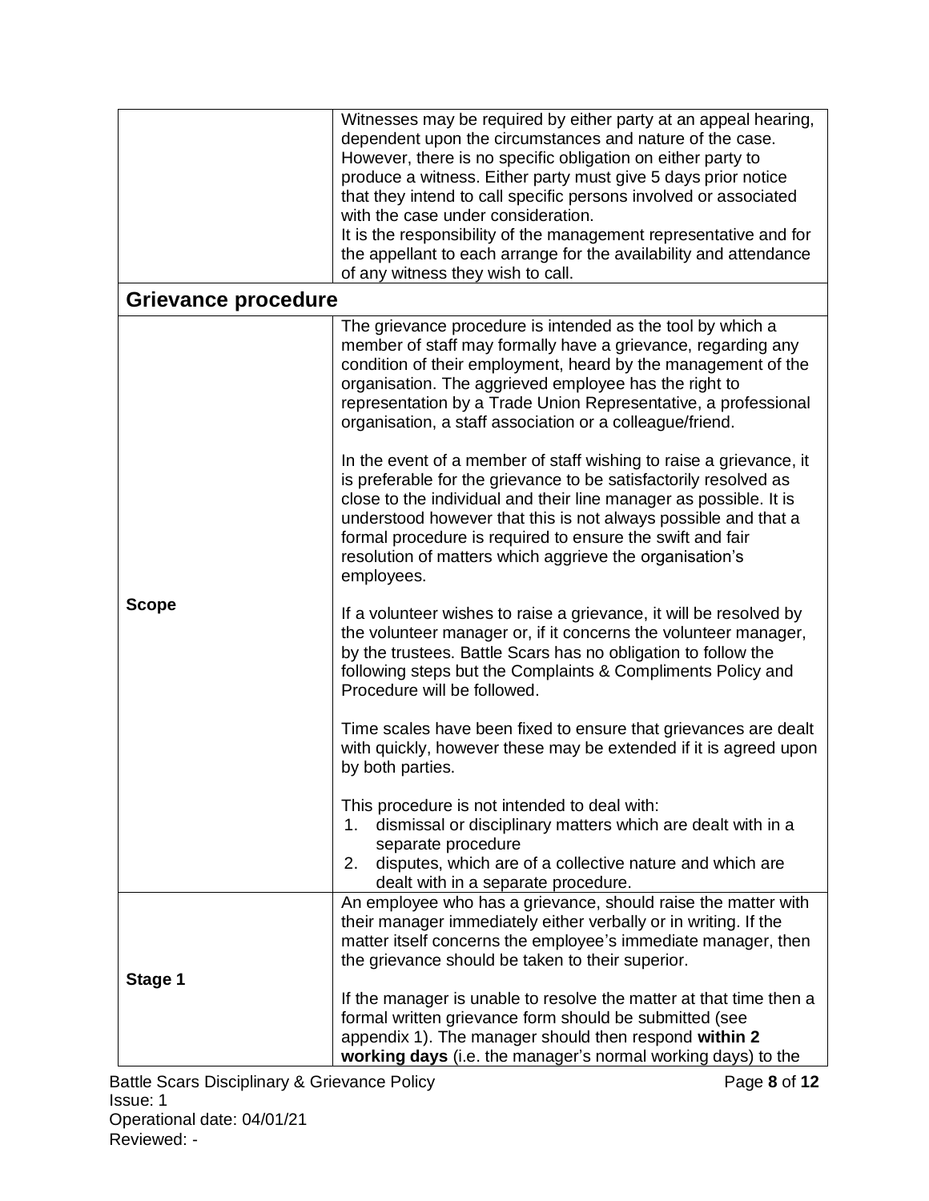| | |
|---|---|
| | Witnesses may be required by either party at an appeal hearing, dependent upon the circumstances and nature of the case. However, there is no specific obligation on either party to produce a witness. Either party must give 5 days prior notice that they intend to call specific persons involved or associated with the case under consideration.<br>It is the responsibility of the management representative and for the appellant to each arrange for the availability and attendance of any witness they wish to call. |

## Grievance procedure

| | |
|---|---|
| **Scope** | The grievance procedure is intended as the tool by which a member of staff may formally have a grievance, regarding any condition of their employment, heard by the management of the organisation. The aggrieved employee has the right to representation by a Trade Union Representative, a professional organisation, a staff association or a colleague/friend.<br><br>In the event of a member of staff wishing to raise a grievance, it is preferable for the grievance to be satisfactorily resolved as close to the individual and their line manager as possible. It is understood however that this is not always possible and that a formal procedure is required to ensure the swift and fair resolution of matters which aggrieve the organisation's employees.<br><br>If a volunteer wishes to raise a grievance, it will be resolved by the volunteer manager or, if it concerns the volunteer manager, by the trustees. Battle Scars has no obligation to follow the following steps but the Complaints & Compliments Policy and Procedure will be followed.<br><br>Time scales have been fixed to ensure that grievances are dealt with quickly, however these may be extended if it is agreed upon by both parties.<br><br>This procedure is not intended to deal with:<br>1. dismissal or disciplinary matters which are dealt with in a separate procedure<br>2. disputes, which are of a collective nature and which are dealt with in a separate procedure. |
| **Stage 1** | An employee who has a grievance, should raise the matter with their manager immediately either verbally or in writing. If the matter itself concerns the employee's immediate manager, then the grievance should be taken to their superior.<br><br>If the manager is unable to resolve the matter at that time then a formal written grievance form should be submitted (see appendix 1). The manager should then respond **within 2 working days** (i.e. the manager's normal working days) to the |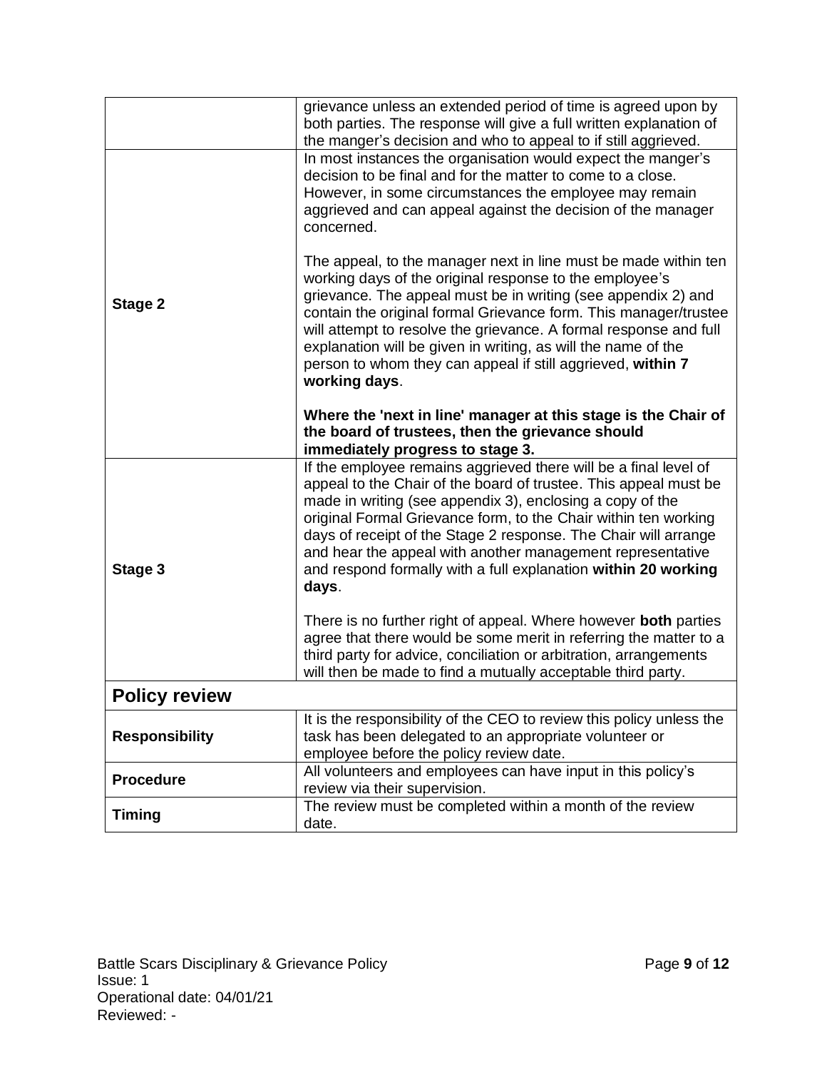| | |
|---|---|
| | grievance unless an extended period of time is agreed upon by both parties. The response will give a full written explanation of the manger's decision and who to appeal to if still aggrieved. |
| **Stage 2** | In most instances the organisation would expect the manger's decision to be final and for the matter to come to a close. However, in some circumstances the employee may remain aggrieved and can appeal against the decision of the manager concerned.<br><br>The appeal, to the manager next in line must be made within ten working days of the original response to the employee's grievance. The appeal must be in writing (see appendix 2) and contain the original formal Grievance form. This manager/trustee will attempt to resolve the grievance. A formal response and full explanation will be given in writing, as will the name of the person to whom they can appeal if still aggrieved, **within 7 working days**.<br><br>**Where the 'next in line' manager at this stage is the Chair of the board of trustees, then the grievance should immediately progress to stage 3.** |
| **Stage 3** | If the employee remains aggrieved there will be a final level of appeal to the Chair of the board of trustee. This appeal must be made in writing (see appendix 3), enclosing a copy of the original Formal Grievance form, to the Chair within ten working days of receipt of the Stage 2 response. The Chair will arrange and hear the appeal with another management representative and respond formally with a full explanation **within 20 working days**.<br><br>There is no further right of appeal. Where however **both** parties agree that there would be some merit in referring the matter to a third party for advice, conciliation or arbitration, arrangements will then be made to find a mutually acceptable third party. |

## Policy review

| | |
|---|---|
| **Responsibility** | It is the responsibility of the CEO to review this policy unless the task has been delegated to an appropriate volunteer or employee before the policy review date. |
| **Procedure** | All volunteers and employees can have input in this policy's review via their supervision. |
| **Timing** | The review must be completed within a month of the review date. |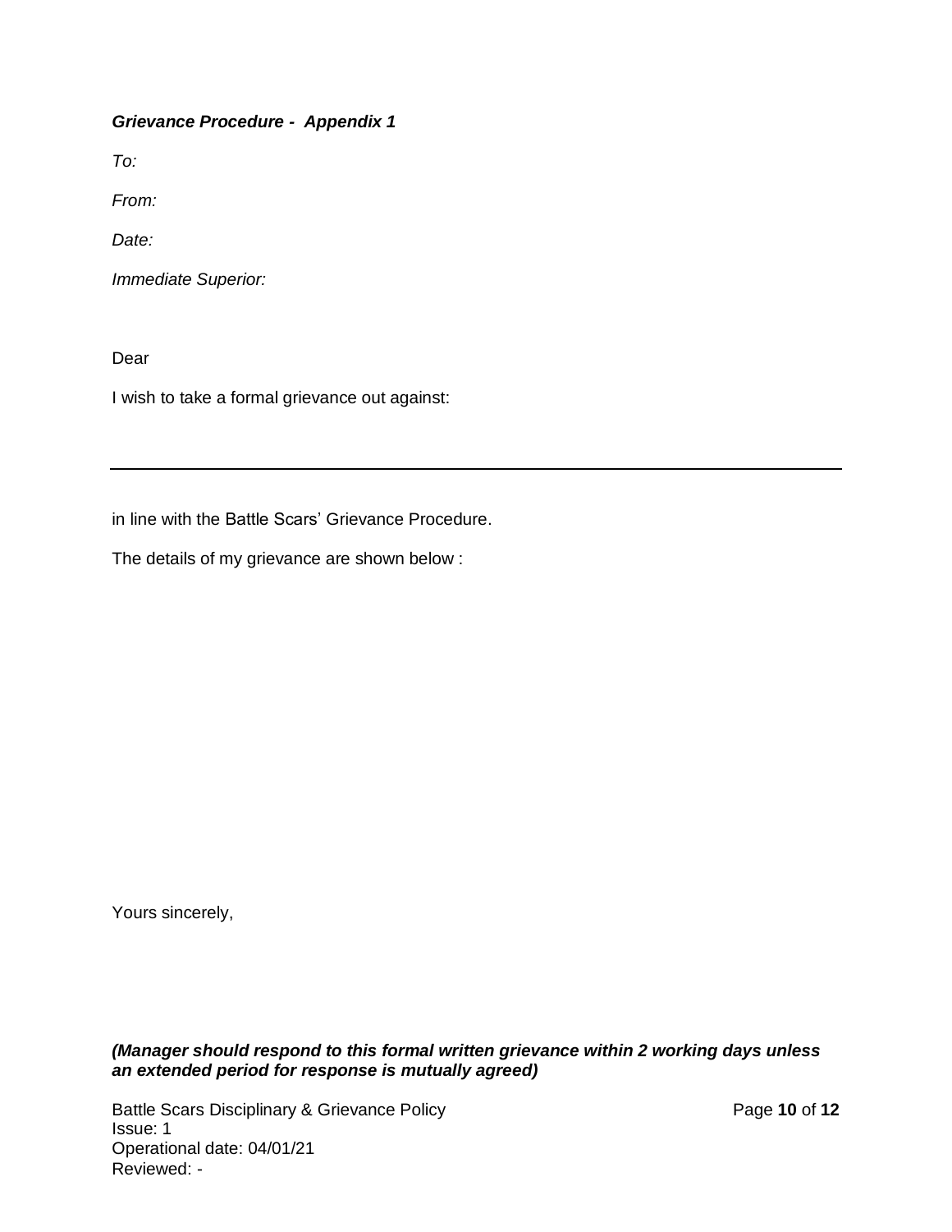***Grievance Procedure - Appendix 1***

*To:*

*From:*

*Date:*

*Immediate Superior:*

Dear

I wish to take a formal grievance out against:

---

in line with the Battle Scars' Grievance Procedure.

The details of my grievance are shown below :

Yours sincerely,

***(Manager should respond to this formal written grievance within 2 working days unless an extended period for response is mutually agreed)***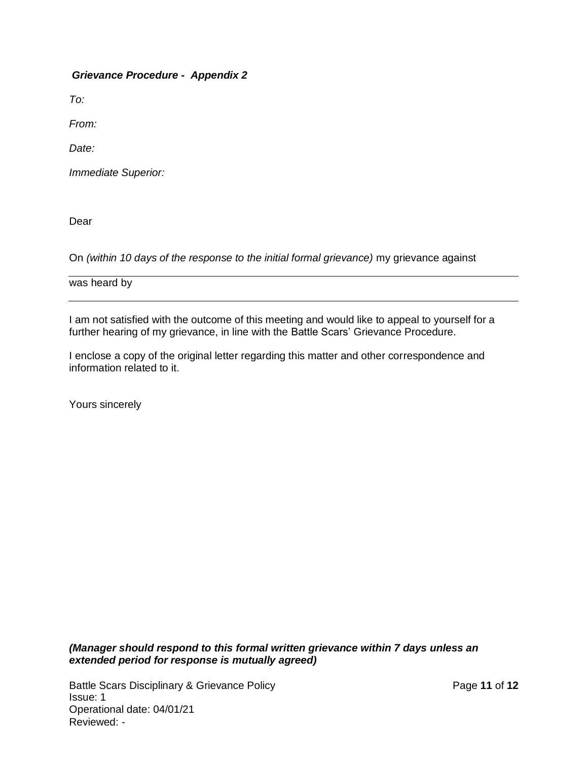***Grievance Procedure - Appendix 2***

*To:*

*From:*

*Date:*

*Immediate Superior:*

Dear

On *(within 10 days of the response to the initial formal grievance)* my grievance against

---

was heard by

---

I am not satisfied with the outcome of this meeting and would like to appeal to yourself for a further hearing of my grievance, in line with the Battle Scars' Grievance Procedure.

I enclose a copy of the original letter regarding this matter and other correspondence and information related to it.

Yours sincerely

***(Manager should respond to this formal written grievance within 7 days unless an extended period for response is mutually agreed)***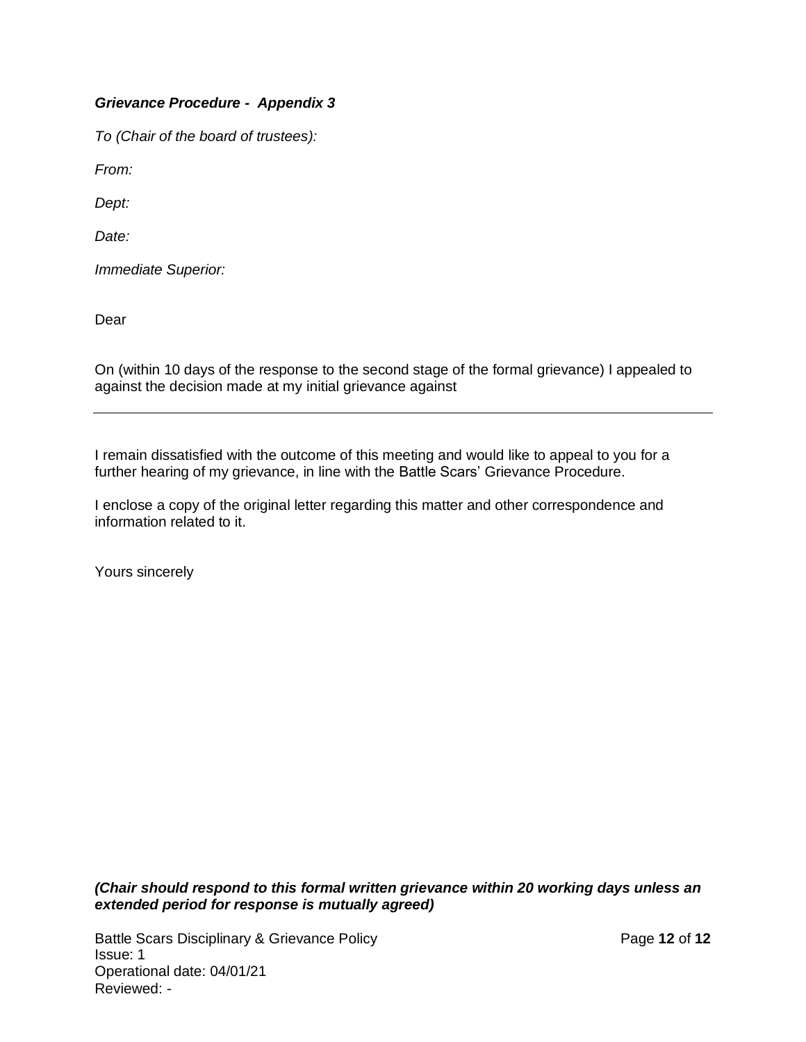***Grievance Procedure - Appendix 3***

*To (Chair of the board of trustees):*

*From:*

*Dept:*

*Date:*

*Immediate Superior:*

Dear

On (within 10 days of the response to the second stage of the formal grievance) I appealed to against the decision made at my initial grievance against

---

I remain dissatisfied with the outcome of this meeting and would like to appeal to you for a further hearing of my grievance, in line with the Battle Scars' Grievance Procedure.

I enclose a copy of the original letter regarding this matter and other correspondence and information related to it.

Yours sincerely

***(Chair should respond to this formal written grievance within 20 working days unless an extended period for response is mutually agreed)***